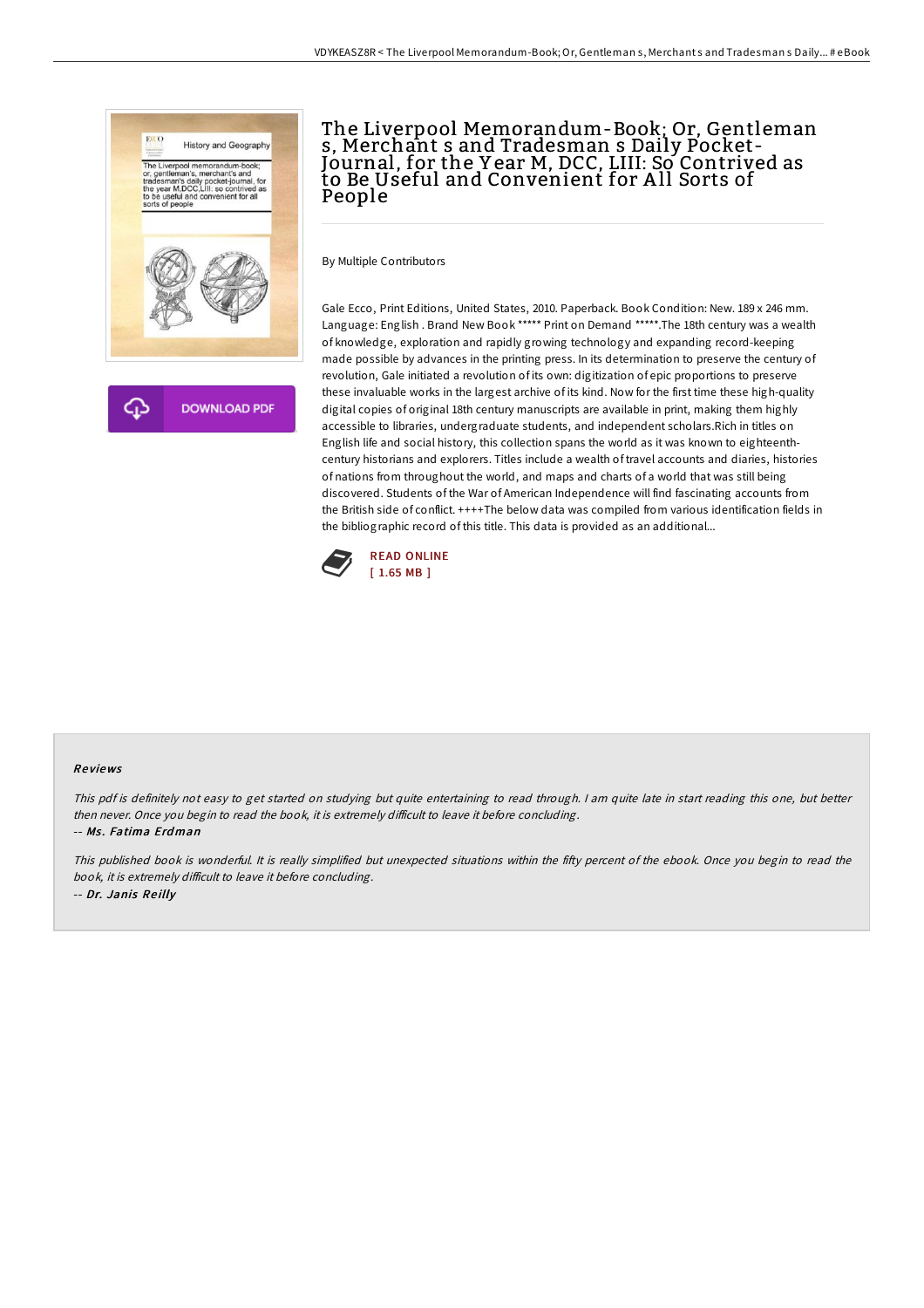# The Liverpool Memorandum-Book; Or, Gentleman s, Merchant s and Tradesman s Daily Pocket-Journal, for the Year M, DCC, LIII: So Contrived as to Be Useful and Convenient for All Sorts of People

By Multiple Contributors

Gale Ecco, Print Editions, United States, 2010. Paperback. Book Condition: New. 189 x 246 mm. Language: English . Brand New Book ***** Print on Demand *****.The 18th century was a wealth of knowledge, exploration and rapidly growing technology and expanding record-keeping made possible by advances in the printing press. In its determination to preserve the century of revolution, Gale initiated a revolution of its own: digitization of epic proportions to preserve these invaluable works in the largest archive of its kind. Now for the first time these high-quality digital copies of original 18th century manuscripts are available in print, making them highly accessible to libraries, undergraduate students, and independent scholars.Rich in titles on English life and social history, this collection spans the world as it was known to eighteenth-century historians and explorers. Titles include a wealth of travel accounts and diaries, histories of nations from throughout the world, and maps and charts of a world that was still being discovered. Students of the War of American Independence will find fascinating accounts from the British side of conflict. ++++The below data was compiled from various identification fields in the bibliographic record of this title. This data is provided as an additional...

READ ONLINE
[ 1.65 MB ]

DOWNLOAD PDF

## Reviews

*This pdf is definitely not easy to get started on studying but quite entertaining to read through. I am quite late in start reading this one, but better then never. Once you begin to read the book, it is extremely difficult to leave it before concluding.*

-- *Ms. Fatima Erdman*

*This published book is wonderful. It is really simplified but unexpected situations within the fifty percent of the ebook. Once you begin to read the book, it is extremely difficult to leave it before concluding.*

-- *Dr. Janis Reilly*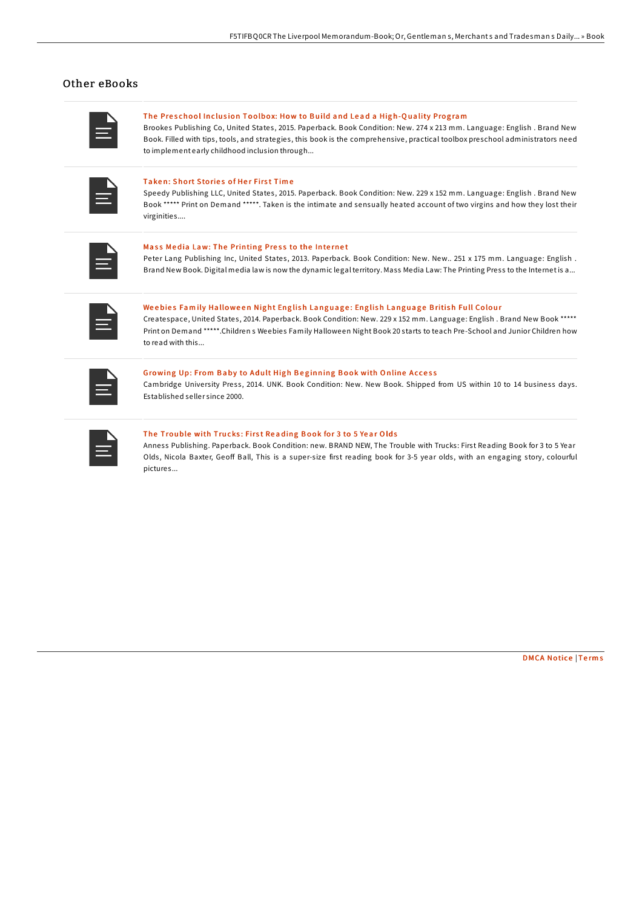## Other eBooks

### The Preschool Inclusion Toolbox: How to Build and Lead a High-Quality Program

Brookes Publishing Co, United States, 2015. Paperback. Book Condition: New. 274 x 213 mm. Language: English . Brand New Book. Filled with tips, tools, and strategies, this book is the comprehensive, practical toolbox preschool administrators need to implement early childhood inclusion through...

### Taken: Short Stories of Her First Time

Speedy Publishing LLC, United States, 2015. Paperback. Book Condition: New. 229 x 152 mm. Language: English . Brand New Book ***** Print on Demand *****. Taken is the intimate and sensually heated account of two virgins and how they lost their virginities....

### Mass Media Law: The Printing Press to the Internet

Peter Lang Publishing Inc, United States, 2013. Paperback. Book Condition: New. New.. 251 x 175 mm. Language: English . Brand New Book. Digital media law is now the dynamic legal territory. Mass Media Law: The Printing Press to the Internet is a...

### Weebies Family Halloween Night English Language: English Language British Full Colour

Createspace, United States, 2014. Paperback. Book Condition: New. 229 x 152 mm. Language: English . Brand New Book ***** Print on Demand *****.Children s Weebies Family Halloween Night Book 20 starts to teach Pre-School and Junior Children how to read with this...

### Growing Up: From Baby to Adult High Beginning Book with Online Access

Cambridge University Press, 2014. UNK. Book Condition: New. New Book. Shipped from US within 10 to 14 business days. Established seller since 2000.

### The Trouble with Trucks: First Reading Book for 3 to 5 Year Olds

Anness Publishing. Paperback. Book Condition: new. BRAND NEW, The Trouble with Trucks: First Reading Book for 3 to 5 Year Olds, Nicola Baxter, Geoff Ball, This is a super-size first reading book for 3-5 year olds, with an engaging story, colourful pictures...